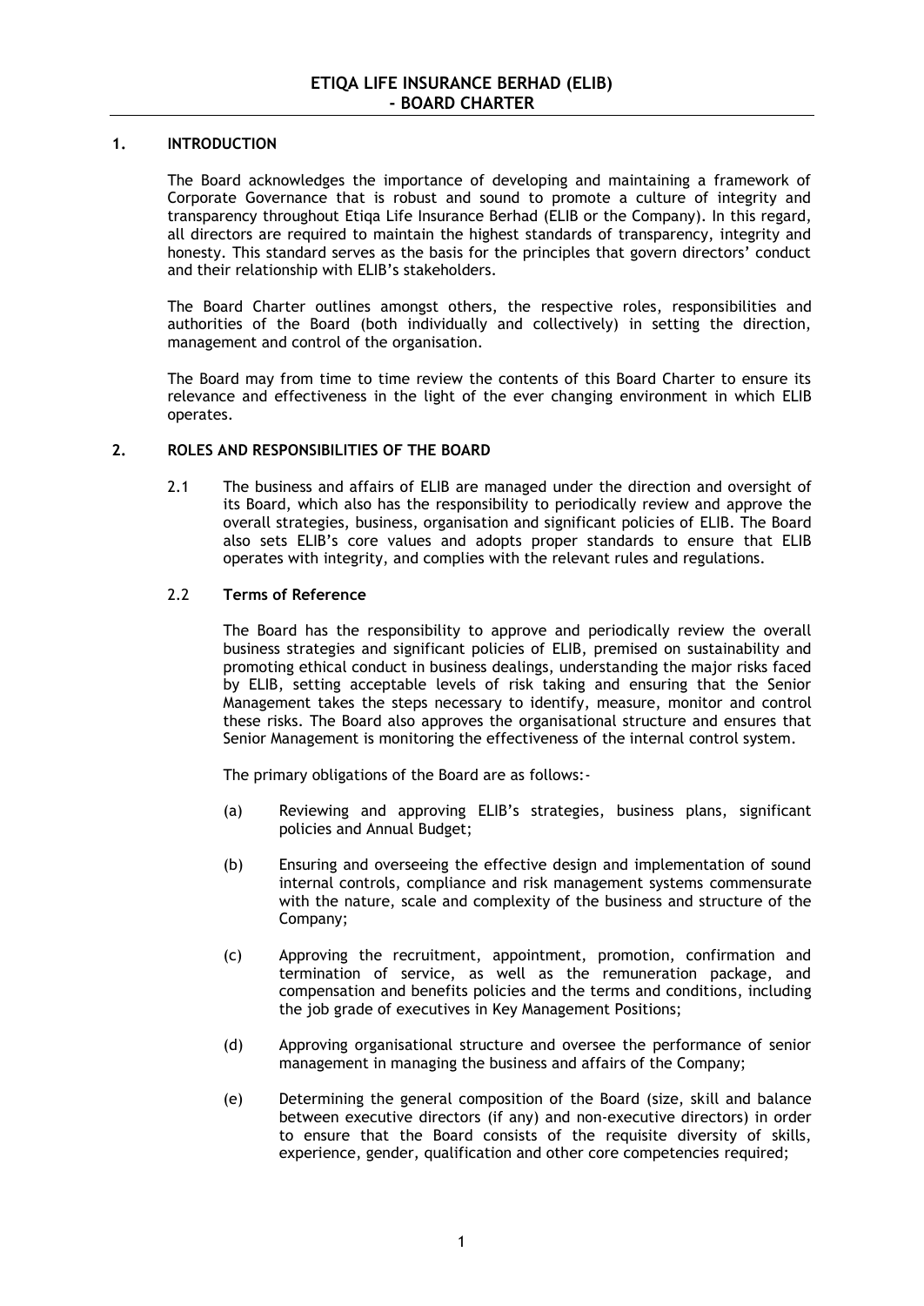# ETIQA LIFE INSURANCE BERHAD (ELIB) - BOARD CHARTER

## 1. INTRODUCTION

The Board acknowledges the importance of developing and maintaining a framework of Corporate Governance that is robust and sound to promote a culture of integrity and transparency throughout Etiqa Life Insurance Berhad (ELIB or the Company). In this regard, all directors are required to maintain the highest standards of transparency, integrity and honesty. This standard serves as the basis for the principles that govern directors' conduct and their relationship with ELIB's stakeholders.

The Board Charter outlines amongst others, the respective roles, responsibilities and authorities of the Board (both individually and collectively) in setting the direction, management and control of the organisation.

The Board may from time to time review the contents of this Board Charter to ensure its relevance and effectiveness in the light of the ever changing environment in which ELIB operates.

## 2. ROLES AND RESPONSIBILITIES OF THE BOARD

2.1 The business and affairs of ELIB are managed under the direction and oversight of its Board, which also has the responsibility to periodically review and approve the overall strategies, business, organisation and significant policies of ELIB. The Board also sets ELIB's core values and adopts proper standards to ensure that ELIB operates with integrity, and complies with the relevant rules and regulations.

### 2.2 Terms of Reference

The Board has the responsibility to approve and periodically review the overall business strategies and significant policies of ELIB, premised on sustainability and promoting ethical conduct in business dealings, understanding the major risks faced by ELIB, setting acceptable levels of risk taking and ensuring that the Senior Management takes the steps necessary to identify, measure, monitor and control these risks. The Board also approves the organisational structure and ensures that Senior Management is monitoring the effectiveness of the internal control system.

The primary obligations of the Board are as follows:-

(a) Reviewing and approving ELIB's strategies, business plans, significant policies and Annual Budget;

(b) Ensuring and overseeing the effective design and implementation of sound internal controls, compliance and risk management systems commensurate with the nature, scale and complexity of the business and structure of the Company;

(c) Approving the recruitment, appointment, promotion, confirmation and termination of service, as well as the remuneration package, and compensation and benefits policies and the terms and conditions, including the job grade of executives in Key Management Positions;

(d) Approving organisational structure and oversee the performance of senior management in managing the business and affairs of the Company;

(e) Determining the general composition of the Board (size, skill and balance between executive directors (if any) and non-executive directors) in order to ensure that the Board consists of the requisite diversity of skills, experience, gender, qualification and other core competencies required;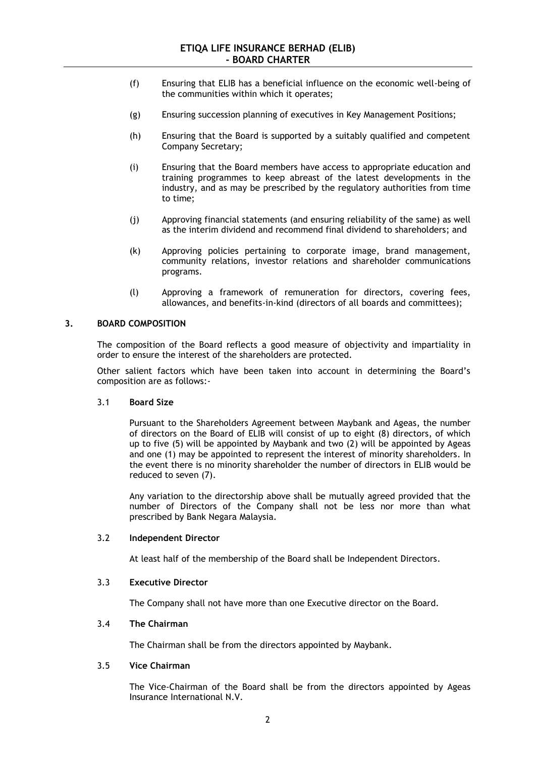(f) Ensuring that ELIB has a beneficial influence on the economic well-being of the communities within which it operates;

(g) Ensuring succession planning of executives in Key Management Positions;

(h) Ensuring that the Board is supported by a suitably qualified and competent Company Secretary;

(i) Ensuring that the Board members have access to appropriate education and training programmes to keep abreast of the latest developments in the industry, and as may be prescribed by the regulatory authorities from time to time;

(j) Approving financial statements (and ensuring reliability of the same) as well as the interim dividend and recommend final dividend to shareholders; and

(k) Approving policies pertaining to corporate image, brand management, community relations, investor relations and shareholder communications programs.

(l) Approving a framework of remuneration for directors, covering fees, allowances, and benefits-in-kind (directors of all boards and committees);

## 3. BOARD COMPOSITION

The composition of the Board reflects a good measure of objectivity and impartiality in order to ensure the interest of the shareholders are protected.

Other salient factors which have been taken into account in determining the Board's composition are as follows:-

### 3.1 Board Size

Pursuant to the Shareholders Agreement between Maybank and Ageas, the number of directors on the Board of ELIB will consist of up to eight (8) directors, of which up to five (5) will be appointed by Maybank and two (2) will be appointed by Ageas and one (1) may be appointed to represent the interest of minority shareholders. In the event there is no minority shareholder the number of directors in ELIB would be reduced to seven (7).

Any variation to the directorship above shall be mutually agreed provided that the number of Directors of the Company shall not be less nor more than what prescribed by Bank Negara Malaysia.

### 3.2 Independent Director

At least half of the membership of the Board shall be Independent Directors.

### 3.3 Executive Director

The Company shall not have more than one Executive director on the Board.

### 3.4 The Chairman

The Chairman shall be from the directors appointed by Maybank.

### 3.5 Vice Chairman

The Vice-Chairman of the Board shall be from the directors appointed by Ageas Insurance International N.V.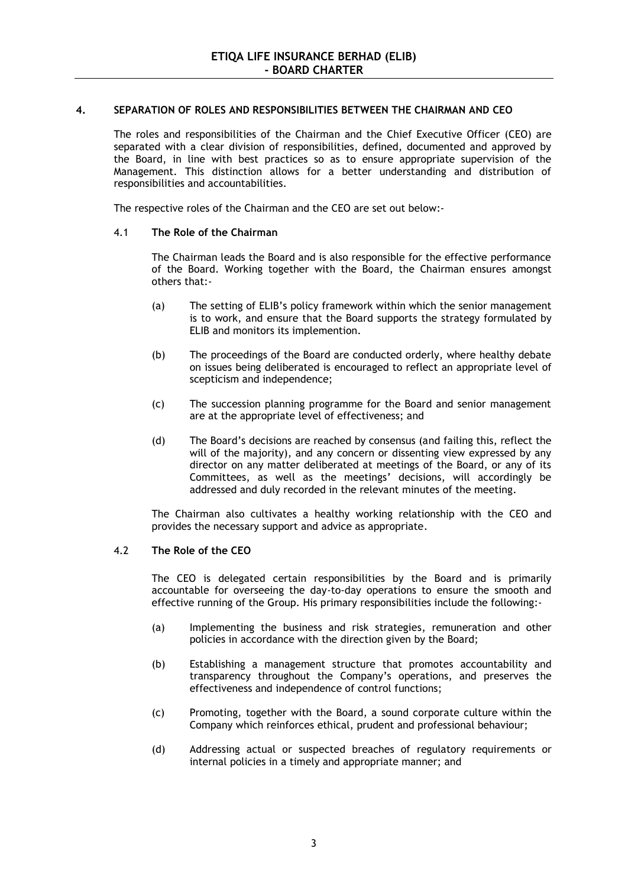## 4. SEPARATION OF ROLES AND RESPONSIBILITIES BETWEEN THE CHAIRMAN AND CEO

The roles and responsibilities of the Chairman and the Chief Executive Officer (CEO) are separated with a clear division of responsibilities, defined, documented and approved by the Board, in line with best practices so as to ensure appropriate supervision of the Management. This distinction allows for a better understanding and distribution of responsibilities and accountabilities.

The respective roles of the Chairman and the CEO are set out below:-

### 4.1 The Role of the Chairman

The Chairman leads the Board and is also responsible for the effective performance of the Board. Working together with the Board, the Chairman ensures amongst others that:-

(a) The setting of ELIB's policy framework within which the senior management is to work, and ensure that the Board supports the strategy formulated by ELIB and monitors its implemention.

(b) The proceedings of the Board are conducted orderly, where healthy debate on issues being deliberated is encouraged to reflect an appropriate level of scepticism and independence;

(c) The succession planning programme for the Board and senior management are at the appropriate level of effectiveness; and

(d) The Board's decisions are reached by consensus (and failing this, reflect the will of the majority), and any concern or dissenting view expressed by any director on any matter deliberated at meetings of the Board, or any of its Committees, as well as the meetings' decisions, will accordingly be addressed and duly recorded in the relevant minutes of the meeting.

The Chairman also cultivates a healthy working relationship with the CEO and provides the necessary support and advice as appropriate.

### 4.2 The Role of the CEO

The CEO is delegated certain responsibilities by the Board and is primarily accountable for overseeing the day-to-day operations to ensure the smooth and effective running of the Group. His primary responsibilities include the following:-

(a) Implementing the business and risk strategies, remuneration and other policies in accordance with the direction given by the Board;

(b) Establishing a management structure that promotes accountability and transparency throughout the Company's operations, and preserves the effectiveness and independence of control functions;

(c) Promoting, together with the Board, a sound corporate culture within the Company which reinforces ethical, prudent and professional behaviour;

(d) Addressing actual or suspected breaches of regulatory requirements or internal policies in a timely and appropriate manner; and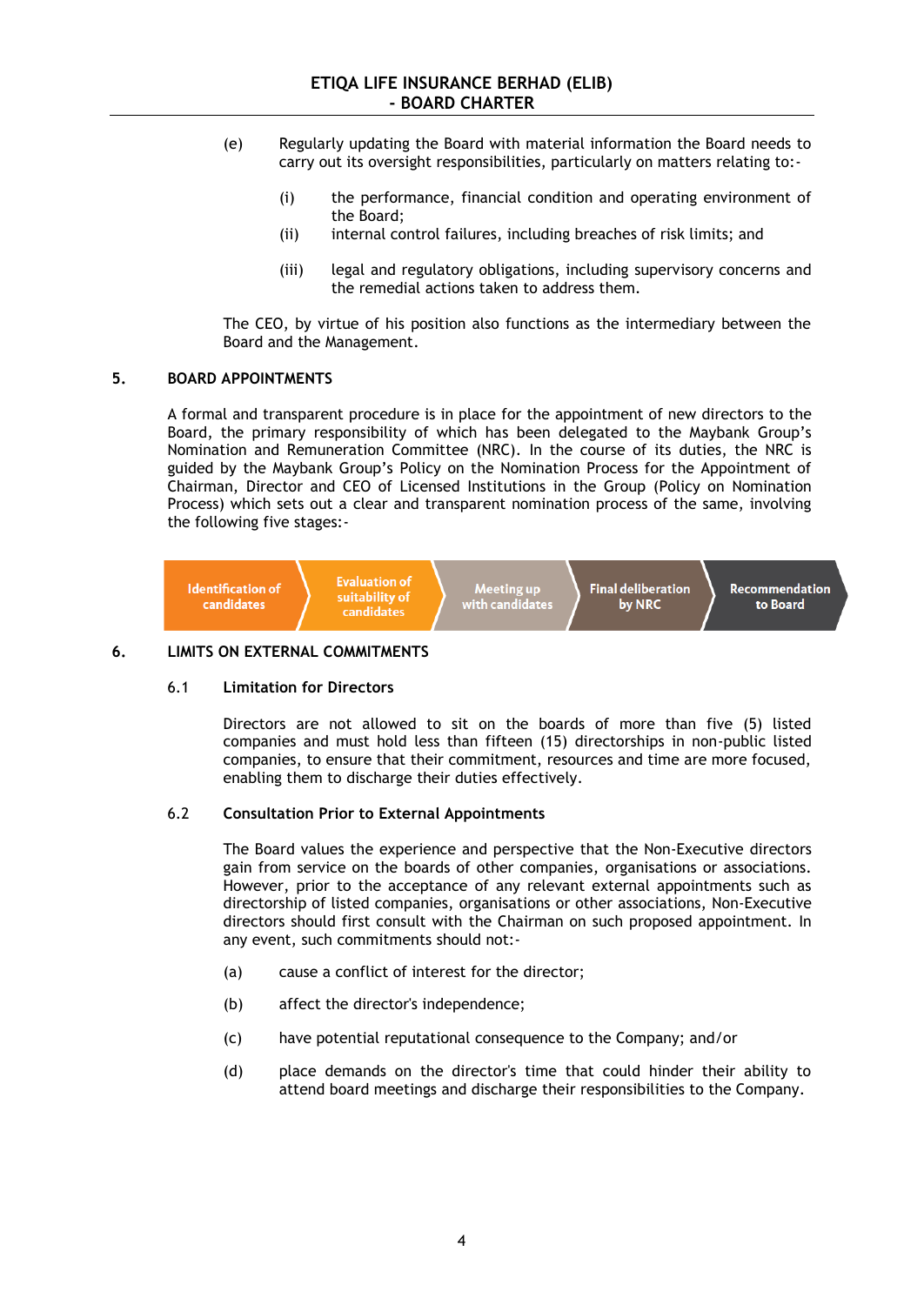(e) Regularly updating the Board with material information the Board needs to carry out its oversight responsibilities, particularly on matters relating to:-

(i) the performance, financial condition and operating environment of the Board;

(ii) internal control failures, including breaches of risk limits; and

(iii) legal and regulatory obligations, including supervisory concerns and the remedial actions taken to address them.

The CEO, by virtue of his position also functions as the intermediary between the Board and the Management.

## 5. BOARD APPOINTMENTS

A formal and transparent procedure is in place for the appointment of new directors to the Board, the primary responsibility of which has been delegated to the Maybank Group's Nomination and Remuneration Committee (NRC). In the course of its duties, the NRC is guided by the Maybank Group's Policy on the Nomination Process for the Appointment of Chairman, Director and CEO of Licensed Institutions in the Group (Policy on Nomination Process) which sets out a clear and transparent nomination process of the same, involving the following five stages:-

Identification of candidates → Evaluation of suitability of candidates → Meeting up with candidates → Final deliberation by NRC → Recommendation to Board

## 6. LIMITS ON EXTERNAL COMMITMENTS

### 6.1 Limitation for Directors

Directors are not allowed to sit on the boards of more than five (5) listed companies and must hold less than fifteen (15) directorships in non-public listed companies, to ensure that their commitment, resources and time are more focused, enabling them to discharge their duties effectively.

### 6.2 Consultation Prior to External Appointments

The Board values the experience and perspective that the Non-Executive directors gain from service on the boards of other companies, organisations or associations. However, prior to the acceptance of any relevant external appointments such as directorship of listed companies, organisations or other associations, Non-Executive directors should first consult with the Chairman on such proposed appointment. In any event, such commitments should not:-

(a) cause a conflict of interest for the director;

(b) affect the director's independence;

(c) have potential reputational consequence to the Company; and/or

(d) place demands on the director's time that could hinder their ability to attend board meetings and discharge their responsibilities to the Company.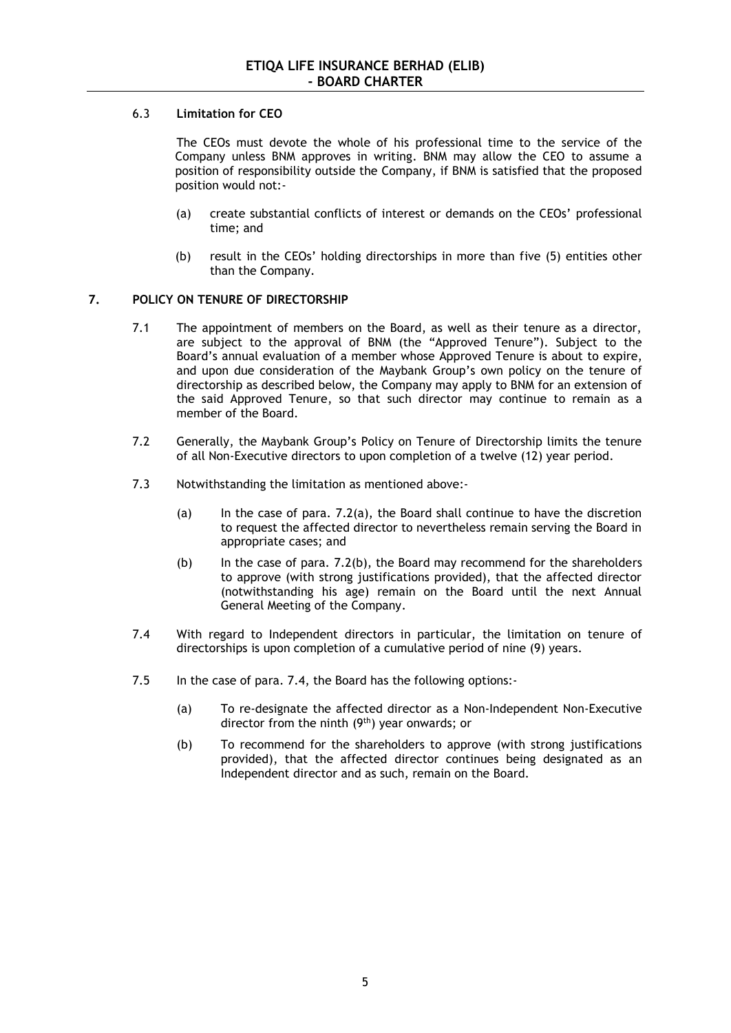### 6.3 Limitation for CEO

The CEOs must devote the whole of his professional time to the service of the Company unless BNM approves in writing. BNM may allow the CEO to assume a position of responsibility outside the Company, if BNM is satisfied that the proposed position would not:-

(a) create substantial conflicts of interest or demands on the CEOs' professional time; and

(b) result in the CEOs' holding directorships in more than five (5) entities other than the Company.

## 7. POLICY ON TENURE OF DIRECTORSHIP

7.1 The appointment of members on the Board, as well as their tenure as a director, are subject to the approval of BNM (the "Approved Tenure"). Subject to the Board's annual evaluation of a member whose Approved Tenure is about to expire, and upon due consideration of the Maybank Group's own policy on the tenure of directorship as described below, the Company may apply to BNM for an extension of the said Approved Tenure, so that such director may continue to remain as a member of the Board.

7.2 Generally, the Maybank Group's Policy on Tenure of Directorship limits the tenure of all Non-Executive directors to upon completion of a twelve (12) year period.

7.3 Notwithstanding the limitation as mentioned above:-

(a) In the case of para. 7.2(a), the Board shall continue to have the discretion to request the affected director to nevertheless remain serving the Board in appropriate cases; and

(b) In the case of para. 7.2(b), the Board may recommend for the shareholders to approve (with strong justifications provided), that the affected director (notwithstanding his age) remain on the Board until the next Annual General Meeting of the Company.

7.4 With regard to Independent directors in particular, the limitation on tenure of directorships is upon completion of a cumulative period of nine (9) years.

7.5 In the case of para. 7.4, the Board has the following options:-

(a) To re-designate the affected director as a Non-Independent Non-Executive director from the ninth (9th) year onwards; or

(b) To recommend for the shareholders to approve (with strong justifications provided), that the affected director continues being designated as an Independent director and as such, remain on the Board.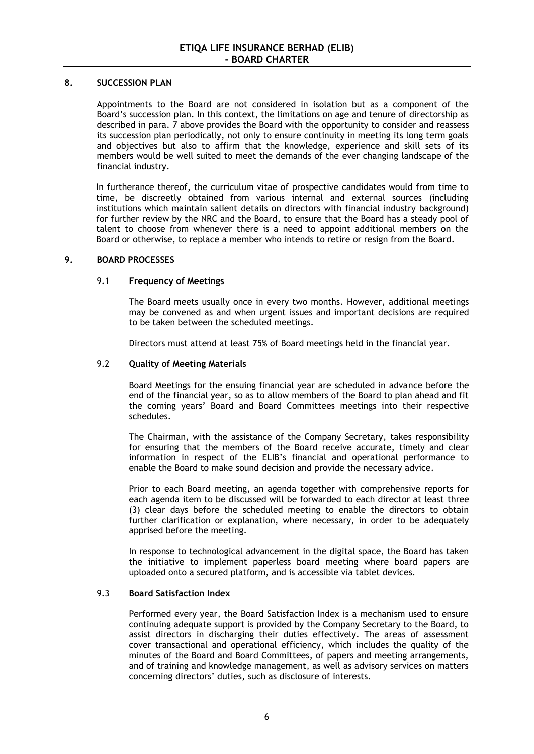## 8. SUCCESSION PLAN

Appointments to the Board are not considered in isolation but as a component of the Board's succession plan. In this context, the limitations on age and tenure of directorship as described in para. 7 above provides the Board with the opportunity to consider and reassess its succession plan periodically, not only to ensure continuity in meeting its long term goals and objectives but also to affirm that the knowledge, experience and skill sets of its members would be well suited to meet the demands of the ever changing landscape of the financial industry.

In furtherance thereof, the curriculum vitae of prospective candidates would from time to time, be discreetly obtained from various internal and external sources (including institutions which maintain salient details on directors with financial industry background) for further review by the NRC and the Board, to ensure that the Board has a steady pool of talent to choose from whenever there is a need to appoint additional members on the Board or otherwise, to replace a member who intends to retire or resign from the Board.

## 9. BOARD PROCESSES

### 9.1 Frequency of Meetings

The Board meets usually once in every two months. However, additional meetings may be convened as and when urgent issues and important decisions are required to be taken between the scheduled meetings.

Directors must attend at least 75% of Board meetings held in the financial year.

### 9.2 Quality of Meeting Materials

Board Meetings for the ensuing financial year are scheduled in advance before the end of the financial year, so as to allow members of the Board to plan ahead and fit the coming years' Board and Board Committees meetings into their respective schedules.

The Chairman, with the assistance of the Company Secretary, takes responsibility for ensuring that the members of the Board receive accurate, timely and clear information in respect of the ELIB's financial and operational performance to enable the Board to make sound decision and provide the necessary advice.

Prior to each Board meeting, an agenda together with comprehensive reports for each agenda item to be discussed will be forwarded to each director at least three (3) clear days before the scheduled meeting to enable the directors to obtain further clarification or explanation, where necessary, in order to be adequately apprised before the meeting.

In response to technological advancement in the digital space, the Board has taken the initiative to implement paperless board meeting where board papers are uploaded onto a secured platform, and is accessible via tablet devices.

### 9.3 Board Satisfaction Index

Performed every year, the Board Satisfaction Index is a mechanism used to ensure continuing adequate support is provided by the Company Secretary to the Board, to assist directors in discharging their duties effectively. The areas of assessment cover transactional and operational efficiency, which includes the quality of the minutes of the Board and Board Committees, of papers and meeting arrangements, and of training and knowledge management, as well as advisory services on matters concerning directors' duties, such as disclosure of interests.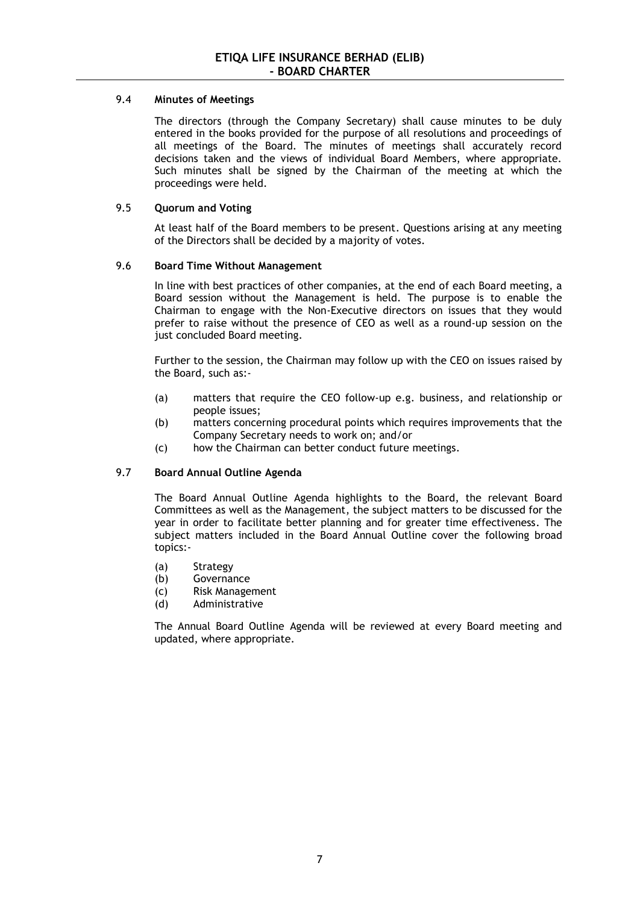### 9.4 **Minutes of Meetings**

The directors (through the Company Secretary) shall cause minutes to be duly entered in the books provided for the purpose of all resolutions and proceedings of all meetings of the Board. The minutes of meetings shall accurately record decisions taken and the views of individual Board Members, where appropriate. Such minutes shall be signed by the Chairman of the meeting at which the proceedings were held.

### 9.5 **Quorum and Voting**

At least half of the Board members to be present. Questions arising at any meeting of the Directors shall be decided by a majority of votes.

### 9.6 **Board Time Without Management**

In line with best practices of other companies, at the end of each Board meeting, a Board session without the Management is held. The purpose is to enable the Chairman to engage with the Non-Executive directors on issues that they would prefer to raise without the presence of CEO as well as a round-up session on the just concluded Board meeting.

Further to the session, the Chairman may follow up with the CEO on issues raised by the Board, such as:-

(a) matters that require the CEO follow-up e.g. business, and relationship or people issues;
(b) matters concerning procedural points which requires improvements that the Company Secretary needs to work on; and/or
(c) how the Chairman can better conduct future meetings.

### 9.7 **Board Annual Outline Agenda**

The Board Annual Outline Agenda highlights to the Board, the relevant Board Committees as well as the Management, the subject matters to be discussed for the year in order to facilitate better planning and for greater time effectiveness. The subject matters included in the Board Annual Outline cover the following broad topics:-

(a) Strategy
(b) Governance
(c) Risk Management
(d) Administrative

The Annual Board Outline Agenda will be reviewed at every Board meeting and updated, where appropriate.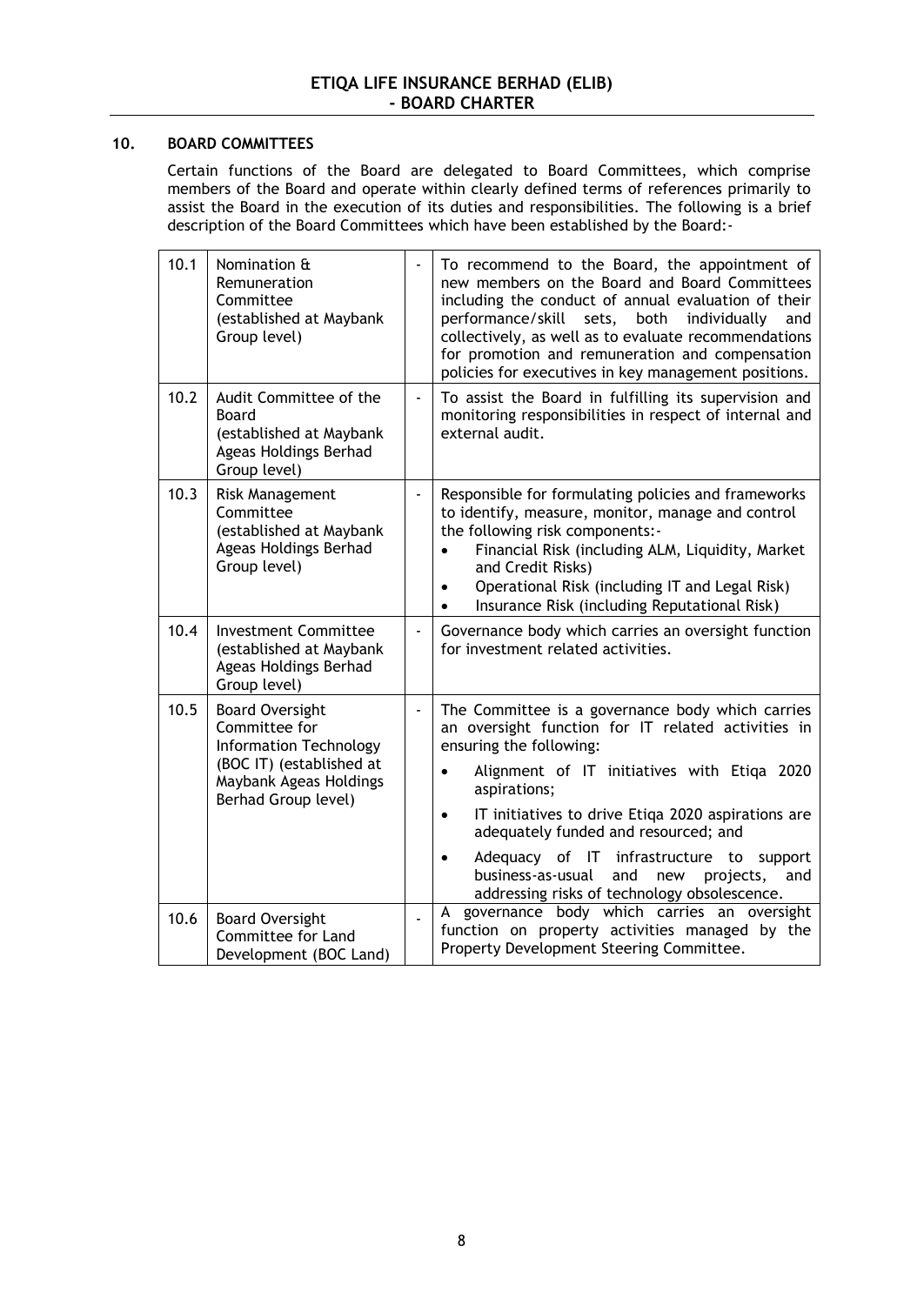## 10. BOARD COMMITTEES

Certain functions of the Board are delegated to Board Committees, which comprise members of the Board and operate within clearly defined terms of references primarily to assist the Board in the execution of its duties and responsibilities. The following is a brief description of the Board Committees which have been established by the Board:-

| | | | |
|---|---|---|---|
| 10.1 | Nomination & Remuneration Committee (established at Maybank Group level) | - | To recommend to the Board, the appointment of new members on the Board and Board Committees including the conduct of annual evaluation of their performance/skill sets, both individually and collectively, as well as to evaluate recommendations for promotion and remuneration and compensation policies for executives in key management positions. |
| 10.2 | Audit Committee of the Board (established at Maybank Ageas Holdings Berhad Group level) | - | To assist the Board in fulfilling its supervision and monitoring responsibilities in respect of internal and external audit. |
| 10.3 | Risk Management Committee (established at Maybank Ageas Holdings Berhad Group level) | - | Responsible for formulating policies and frameworks to identify, measure, monitor, manage and control the following risk components:-<br>• Financial Risk (including ALM, Liquidity, Market and Credit Risks)<br>• Operational Risk (including IT and Legal Risk)<br>• Insurance Risk (including Reputational Risk) |
| 10.4 | Investment Committee (established at Maybank Ageas Holdings Berhad Group level) | - | Governance body which carries an oversight function for investment related activities. |
| 10.5 | Board Oversight Committee for Information Technology (BOC IT) (established at Maybank Ageas Holdings Berhad Group level) | - | The Committee is a governance body which carries an oversight function for IT related activities in ensuring the following:<br>• Alignment of IT initiatives with Etiqa 2020 aspirations;<br>• IT initiatives to drive Etiqa 2020 aspirations are adequately funded and resourced; and<br>• Adequacy of IT infrastructure to support business-as-usual and new projects, and addressing risks of technology obsolescence. |
| 10.6 | Board Oversight Committee for Land Development (BOC Land) | - | A governance body which carries an oversight function on property activities managed by the Property Development Steering Committee. |